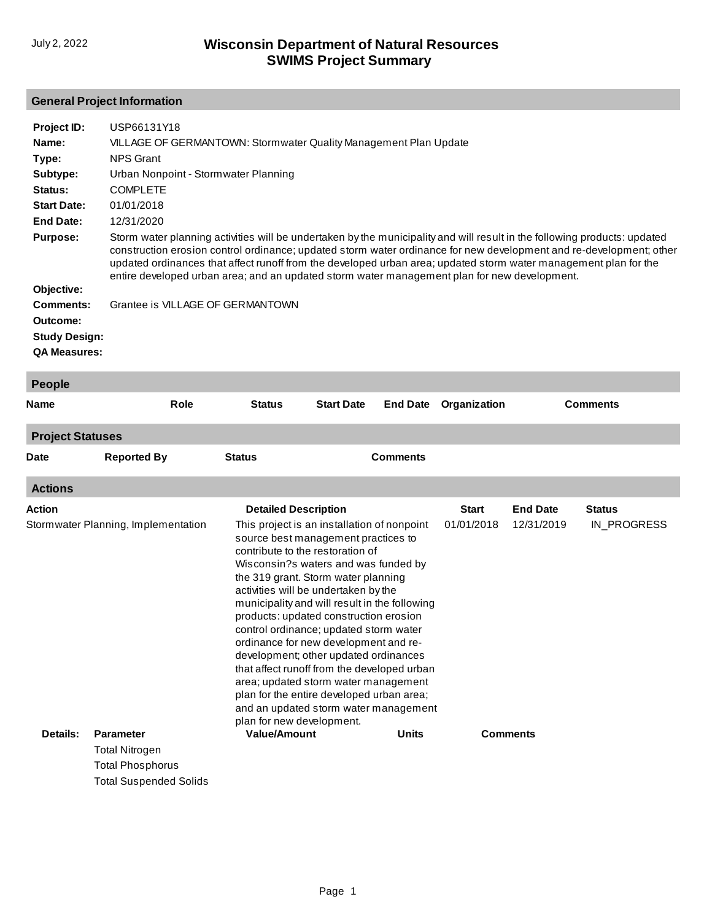# Wisconsin Department of Natural Resources
## SWIMS Project Summary

July 2, 2022

## General Project Information

**Project ID:** USP66131Y18

**Name:** VILLAGE OF GERMANTOWN: Stormwater Quality Management Plan Update

**Type:** NPS Grant

**Subtype:** Urban Nonpoint - Stormwater Planning

**Status:** COMPLETE

**Start Date:** 01/01/2018

**End Date:** 12/31/2020

**Purpose:** Storm water planning activities will be undertaken by the municipality and will result in the following products: updated construction erosion control ordinance; updated storm water ordinance for new development and re-development; other updated ordinances that affect runoff from the developed urban area; updated storm water management plan for the entire developed urban area; and an updated storm water management plan for new development.

**Objective:**

**Comments:** Grantee is VILLAGE OF GERMANTOWN

**Outcome:**

**Study Design:**

**QA Measures:**

## People

| Name | Role | Status | Start Date | End Date | Organization | Comments |
|---|---|---|---|---|---|---|

## Project Statuses

| Date | Reported By | Status | Comments |
|---|---|---|---|

## Actions

| Action | Detailed Description | Start | End Date | Status |
|---|---|---|---|---|
| Stormwater Planning, Implementation | This project is an installation of nonpoint source best management practices to contribute to the restoration of Wisconsin?s waters and was funded by the 319 grant. Storm water planning activities will be undertaken by the municipality and will result in the following products: updated construction erosion control ordinance; updated storm water ordinance for new development and re-development; other updated ordinances that affect runoff from the developed urban area; updated storm water management plan for the entire developed urban area; and an updated storm water management plan for new development. | 01/01/2018 | 12/31/2019 | IN_PROGRESS |

**Details:**

| Parameter | Value/Amount | Units | Comments |
|---|---|---|---|
| Total Nitrogen | | | |
| Total Phosphorus | | | |
| Total Suspended Solids | | | |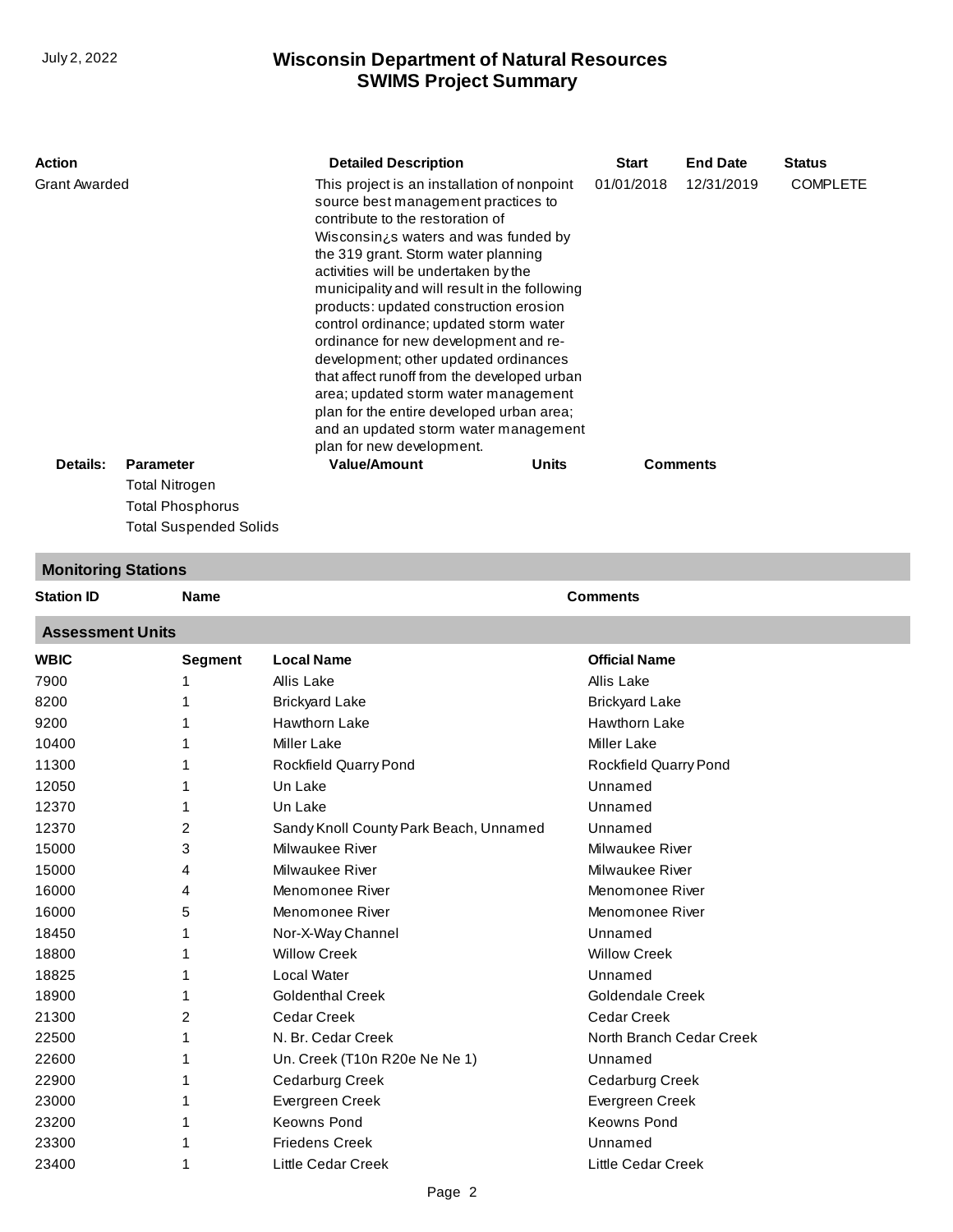| Action | Detailed Description | Start | End Date | Status |
|---|---|---|---|---|
| Grant Awarded | This project is an installation of nonpoint source best management practices to contribute to the restoration of Wisconsin¿s waters and was funded by the 319 grant. Storm water planning activities will be undertaken by the municipality and will result in the following products: updated construction erosion control ordinance; updated storm water ordinance for new development and re-development; other updated ordinances that affect runoff from the developed urban area; updated storm water management plan for the entire developed urban area; and an updated storm water management plan for new development. | 01/01/2018 | 12/31/2019 | COMPLETE |

**Details:**

| Parameter | Value/Amount | Units | Comments |
|---|---|---|---|
| Total Nitrogen | | | |
| Total Phosphorus | | | |
| Total Suspended Solids | | | |

## Monitoring Stations

| Station ID | Name | Comments |
|---|---|---|

## Assessment Units

| WBIC | Segment | Local Name | Official Name |
|---|---|---|---|
| 7900 | 1 | Allis Lake | Allis Lake |
| 8200 | 1 | Brickyard Lake | Brickyard Lake |
| 9200 | 1 | Hawthorn Lake | Hawthorn Lake |
| 10400 | 1 | Miller Lake | Miller Lake |
| 11300 | 1 | Rockfield Quarry Pond | Rockfield Quarry Pond |
| 12050 | 1 | Un Lake | Unnamed |
| 12370 | 1 | Un Lake | Unnamed |
| 12370 | 2 | Sandy Knoll County Park Beach, Unnamed | Unnamed |
| 15000 | 3 | Milwaukee River | Milwaukee River |
| 15000 | 4 | Milwaukee River | Milwaukee River |
| 16000 | 4 | Menomonee River | Menomonee River |
| 16000 | 5 | Menomonee River | Menomonee River |
| 18450 | 1 | Nor-X-Way Channel | Unnamed |
| 18800 | 1 | Willow Creek | Willow Creek |
| 18825 | 1 | Local Water | Unnamed |
| 18900 | 1 | Goldenthal Creek | Goldendale Creek |
| 21300 | 2 | Cedar Creek | Cedar Creek |
| 22500 | 1 | N. Br. Cedar Creek | North Branch Cedar Creek |
| 22600 | 1 | Un. Creek (T10n R20e Ne Ne 1) | Unnamed |
| 22900 | 1 | Cedarburg Creek | Cedarburg Creek |
| 23000 | 1 | Evergreen Creek | Evergreen Creek |
| 23200 | 1 | Keowns Pond | Keowns Pond |
| 23300 | 1 | Friedens Creek | Unnamed |
| 23400 | 1 | Little Cedar Creek | Little Cedar Creek |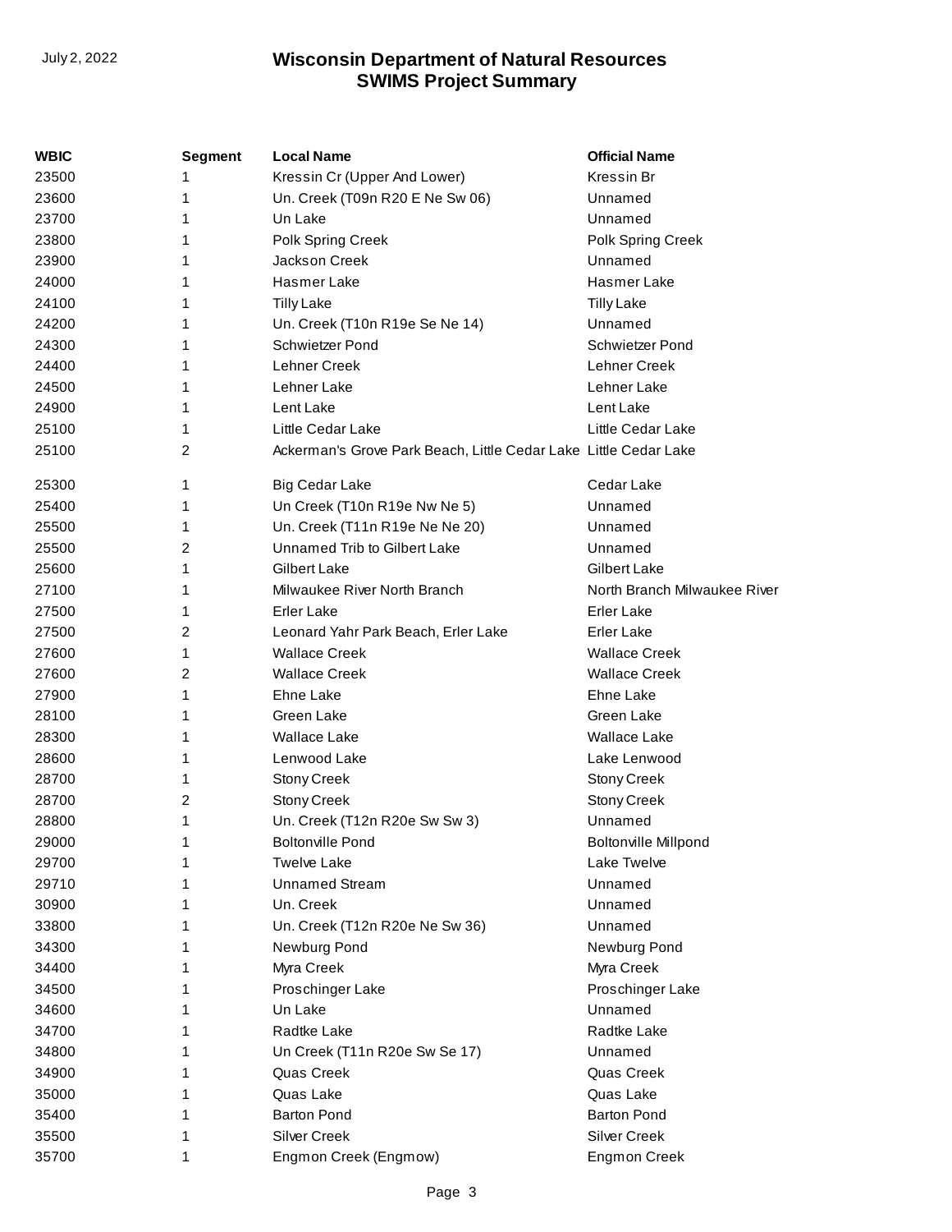| WBIC | Segment | Local Name | Official Name |
| --- | --- | --- | --- |
| 23500 | 1 | Kressin Cr (Upper And Lower) | Kressin Br |
| 23600 | 1 | Un. Creek (T09n R20 E Ne Sw 06) | Unnamed |
| 23700 | 1 | Un Lake | Unnamed |
| 23800 | 1 | Polk Spring Creek | Polk Spring Creek |
| 23900 | 1 | Jackson Creek | Unnamed |
| 24000 | 1 | Hasmer Lake | Hasmer Lake |
| 24100 | 1 | Tilly Lake | Tilly Lake |
| 24200 | 1 | Un. Creek (T10n R19e Se Ne 14) | Unnamed |
| 24300 | 1 | Schwietzer Pond | Schwietzer Pond |
| 24400 | 1 | Lehner Creek | Lehner Creek |
| 24500 | 1 | Lehner Lake | Lehner Lake |
| 24900 | 1 | Lent Lake | Lent Lake |
| 25100 | 1 | Little Cedar Lake | Little Cedar Lake |
| 25100 | 2 | Ackerman's Grove Park Beach, Little Cedar Lake | Little Cedar Lake |
| 25300 | 1 | Big Cedar Lake | Cedar Lake |
| 25400 | 1 | Un Creek (T10n R19e Nw Ne 5) | Unnamed |
| 25500 | 1 | Un. Creek (T11n R19e Ne Ne 20) | Unnamed |
| 25500 | 2 | Unnamed Trib to Gilbert Lake | Unnamed |
| 25600 | 1 | Gilbert Lake | Gilbert Lake |
| 27100 | 1 | Milwaukee River North Branch | North Branch Milwaukee River |
| 27500 | 1 | Erler Lake | Erler Lake |
| 27500 | 2 | Leonard Yahr Park Beach, Erler Lake | Erler Lake |
| 27600 | 1 | Wallace Creek | Wallace Creek |
| 27600 | 2 | Wallace Creek | Wallace Creek |
| 27900 | 1 | Ehne Lake | Ehne Lake |
| 28100 | 1 | Green Lake | Green Lake |
| 28300 | 1 | Wallace Lake | Wallace Lake |
| 28600 | 1 | Lenwood Lake | Lake Lenwood |
| 28700 | 1 | Stony Creek | Stony Creek |
| 28700 | 2 | Stony Creek | Stony Creek |
| 28800 | 1 | Un. Creek (T12n R20e Sw Sw 3) | Unnamed |
| 29000 | 1 | Boltonville Pond | Boltonville Millpond |
| 29700 | 1 | Twelve Lake | Lake Twelve |
| 29710 | 1 | Unnamed Stream | Unnamed |
| 30900 | 1 | Un. Creek | Unnamed |
| 33800 | 1 | Un. Creek (T12n R20e Ne Sw 36) | Unnamed |
| 34300 | 1 | Newburg Pond | Newburg Pond |
| 34400 | 1 | Myra Creek | Myra Creek |
| 34500 | 1 | Proschinger Lake | Proschinger Lake |
| 34600 | 1 | Un Lake | Unnamed |
| 34700 | 1 | Radtke Lake | Radtke Lake |
| 34800 | 1 | Un Creek (T11n R20e Sw Se 17) | Unnamed |
| 34900 | 1 | Quas Creek | Quas Creek |
| 35000 | 1 | Quas Lake | Quas Lake |
| 35400 | 1 | Barton Pond | Barton Pond |
| 35500 | 1 | Silver Creek | Silver Creek |
| 35700 | 1 | Engmon Creek (Engmow) | Engmon Creek |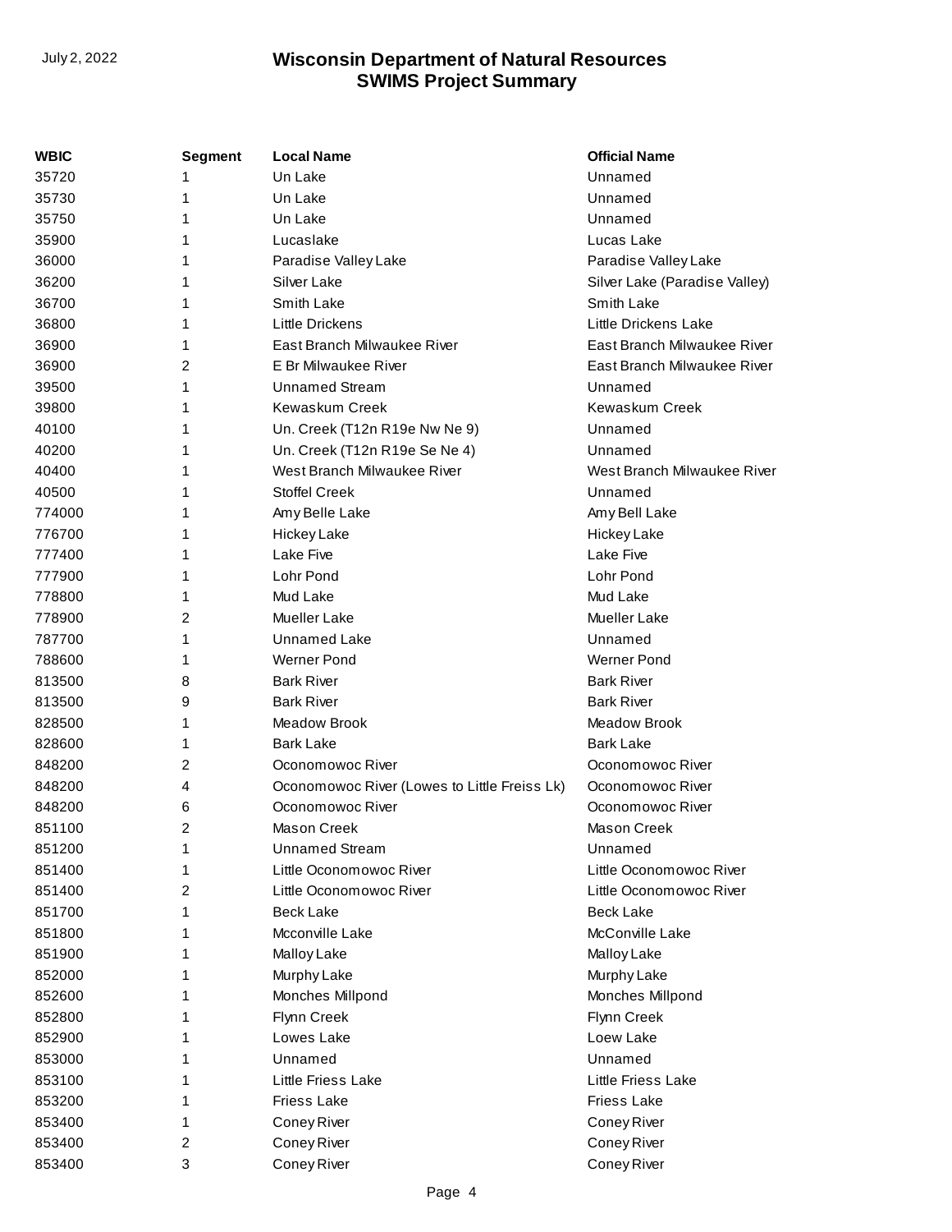| WBIC | Segment | Local Name | Official Name |
| --- | --- | --- | --- |
| 35720 | 1 | Un Lake | Unnamed |
| 35730 | 1 | Un Lake | Unnamed |
| 35750 | 1 | Un Lake | Unnamed |
| 35900 | 1 | Lucaslake | Lucas Lake |
| 36000 | 1 | Paradise Valley Lake | Paradise Valley Lake |
| 36200 | 1 | Silver Lake | Silver Lake (Paradise Valley) |
| 36700 | 1 | Smith Lake | Smith Lake |
| 36800 | 1 | Little Drickens | Little Drickens Lake |
| 36900 | 1 | East Branch Milwaukee River | East Branch Milwaukee River |
| 36900 | 2 | E Br Milwaukee River | East Branch Milwaukee River |
| 39500 | 1 | Unnamed Stream | Unnamed |
| 39800 | 1 | Kewaskum Creek | Kewaskum Creek |
| 40100 | 1 | Un. Creek (T12n R19e Nw Ne 9) | Unnamed |
| 40200 | 1 | Un. Creek (T12n R19e Se Ne 4) | Unnamed |
| 40400 | 1 | West Branch Milwaukee River | West Branch Milwaukee River |
| 40500 | 1 | Stoffel Creek | Unnamed |
| 774000 | 1 | Amy Belle Lake | Amy Bell Lake |
| 776700 | 1 | Hickey Lake | Hickey Lake |
| 777400 | 1 | Lake Five | Lake Five |
| 777900 | 1 | Lohr Pond | Lohr Pond |
| 778800 | 1 | Mud Lake | Mud Lake |
| 778900 | 2 | Mueller Lake | Mueller Lake |
| 787700 | 1 | Unnamed Lake | Unnamed |
| 788600 | 1 | Werner Pond | Werner Pond |
| 813500 | 8 | Bark River | Bark River |
| 813500 | 9 | Bark River | Bark River |
| 828500 | 1 | Meadow Brook | Meadow Brook |
| 828600 | 1 | Bark Lake | Bark Lake |
| 848200 | 2 | Oconomowoc River | Oconomowoc River |
| 848200 | 4 | Oconomowoc River (Lowes to Little Freiss Lk) | Oconomowoc River |
| 848200 | 6 | Oconomowoc River | Oconomowoc River |
| 851100 | 2 | Mason Creek | Mason Creek |
| 851200 | 1 | Unnamed Stream | Unnamed |
| 851400 | 1 | Little Oconomowoc River | Little Oconomowoc River |
| 851400 | 2 | Little Oconomowoc River | Little Oconomowoc River |
| 851700 | 1 | Beck Lake | Beck Lake |
| 851800 | 1 | Mcconville Lake | McConville Lake |
| 851900 | 1 | Malloy Lake | Malloy Lake |
| 852000 | 1 | Murphy Lake | Murphy Lake |
| 852600 | 1 | Monches Millpond | Monches Millpond |
| 852800 | 1 | Flynn Creek | Flynn Creek |
| 852900 | 1 | Lowes Lake | Loew Lake |
| 853000 | 1 | Unnamed | Unnamed |
| 853100 | 1 | Little Friess Lake | Little Friess Lake |
| 853200 | 1 | Friess Lake | Friess Lake |
| 853400 | 1 | Coney River | Coney River |
| 853400 | 2 | Coney River | Coney River |
| 853400 | 3 | Coney River | Coney River |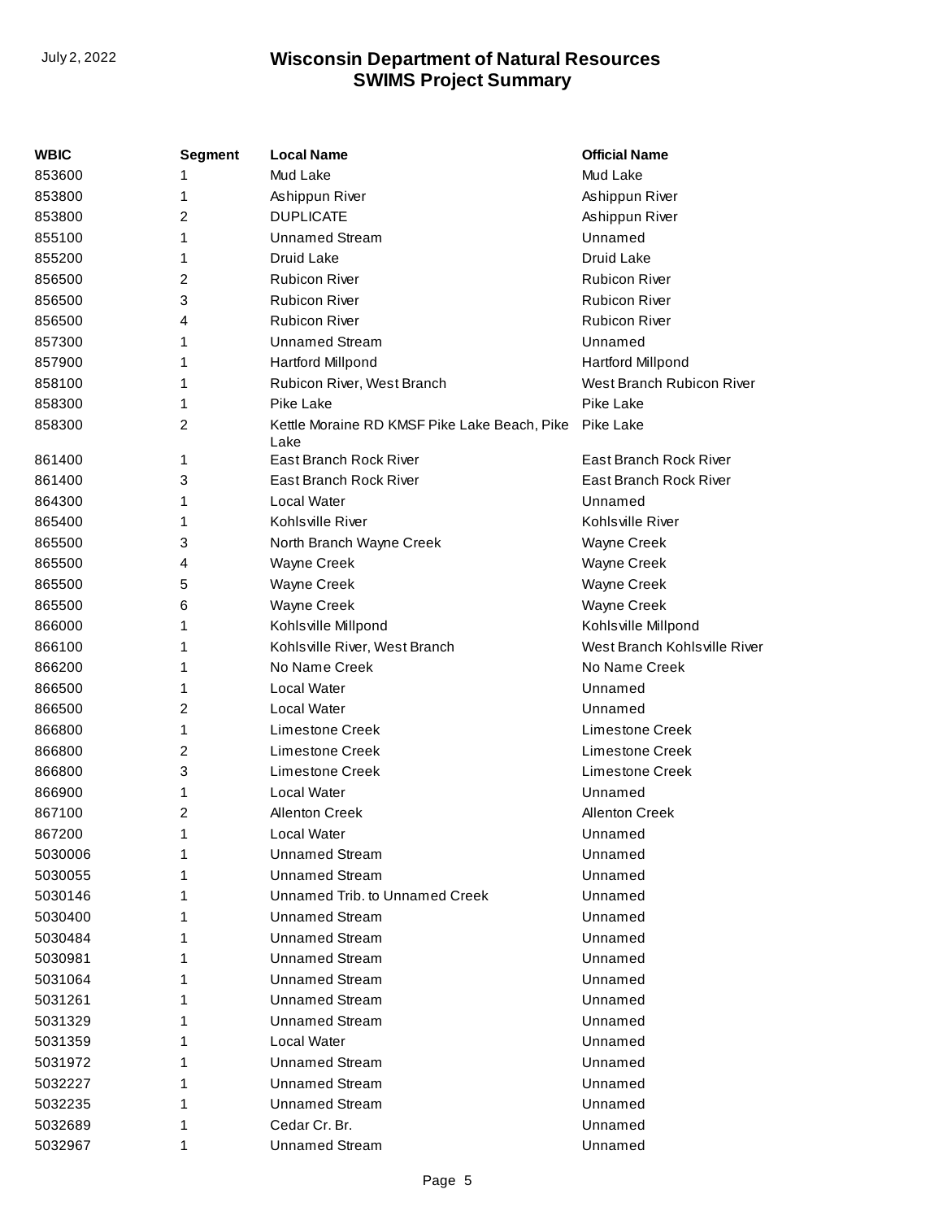| WBIC | Segment | Local Name | Official Name |
|---|---|---|---|
| 853600 | 1 | Mud Lake | Mud Lake |
| 853800 | 1 | Ashippun River | Ashippun River |
| 853800 | 2 | DUPLICATE | Ashippun River |
| 855100 | 1 | Unnamed Stream | Unnamed |
| 855200 | 1 | Druid Lake | Druid Lake |
| 856500 | 2 | Rubicon River | Rubicon River |
| 856500 | 3 | Rubicon River | Rubicon River |
| 856500 | 4 | Rubicon River | Rubicon River |
| 857300 | 1 | Unnamed Stream | Unnamed |
| 857900 | 1 | Hartford Millpond | Hartford Millpond |
| 858100 | 1 | Rubicon River, West Branch | West Branch Rubicon River |
| 858300 | 1 | Pike Lake | Pike Lake |
| 858300 | 2 | Kettle Moraine RD KMSF Pike Lake Beach, Pike Lake | Pike Lake |
| 861400 | 1 | East Branch Rock River | East Branch Rock River |
| 861400 | 3 | East Branch Rock River | East Branch Rock River |
| 864300 | 1 | Local Water | Unnamed |
| 865400 | 1 | Kohlsville River | Kohlsville River |
| 865500 | 3 | North Branch Wayne Creek | Wayne Creek |
| 865500 | 4 | Wayne Creek | Wayne Creek |
| 865500 | 5 | Wayne Creek | Wayne Creek |
| 865500 | 6 | Wayne Creek | Wayne Creek |
| 866000 | 1 | Kohlsville Millpond | Kohlsville Millpond |
| 866100 | 1 | Kohlsville River, West Branch | West Branch Kohlsville River |
| 866200 | 1 | No Name Creek | No Name Creek |
| 866500 | 1 | Local Water | Unnamed |
| 866500 | 2 | Local Water | Unnamed |
| 866800 | 1 | Limestone Creek | Limestone Creek |
| 866800 | 2 | Limestone Creek | Limestone Creek |
| 866800 | 3 | Limestone Creek | Limestone Creek |
| 866900 | 1 | Local Water | Unnamed |
| 867100 | 2 | Allenton Creek | Allenton Creek |
| 867200 | 1 | Local Water | Unnamed |
| 5030006 | 1 | Unnamed Stream | Unnamed |
| 5030055 | 1 | Unnamed Stream | Unnamed |
| 5030146 | 1 | Unnamed Trib. to Unnamed Creek | Unnamed |
| 5030400 | 1 | Unnamed Stream | Unnamed |
| 5030484 | 1 | Unnamed Stream | Unnamed |
| 5030981 | 1 | Unnamed Stream | Unnamed |
| 5031064 | 1 | Unnamed Stream | Unnamed |
| 5031261 | 1 | Unnamed Stream | Unnamed |
| 5031329 | 1 | Unnamed Stream | Unnamed |
| 5031359 | 1 | Local Water | Unnamed |
| 5031972 | 1 | Unnamed Stream | Unnamed |
| 5032227 | 1 | Unnamed Stream | Unnamed |
| 5032235 | 1 | Unnamed Stream | Unnamed |
| 5032689 | 1 | Cedar Cr. Br. | Unnamed |
| 5032967 | 1 | Unnamed Stream | Unnamed |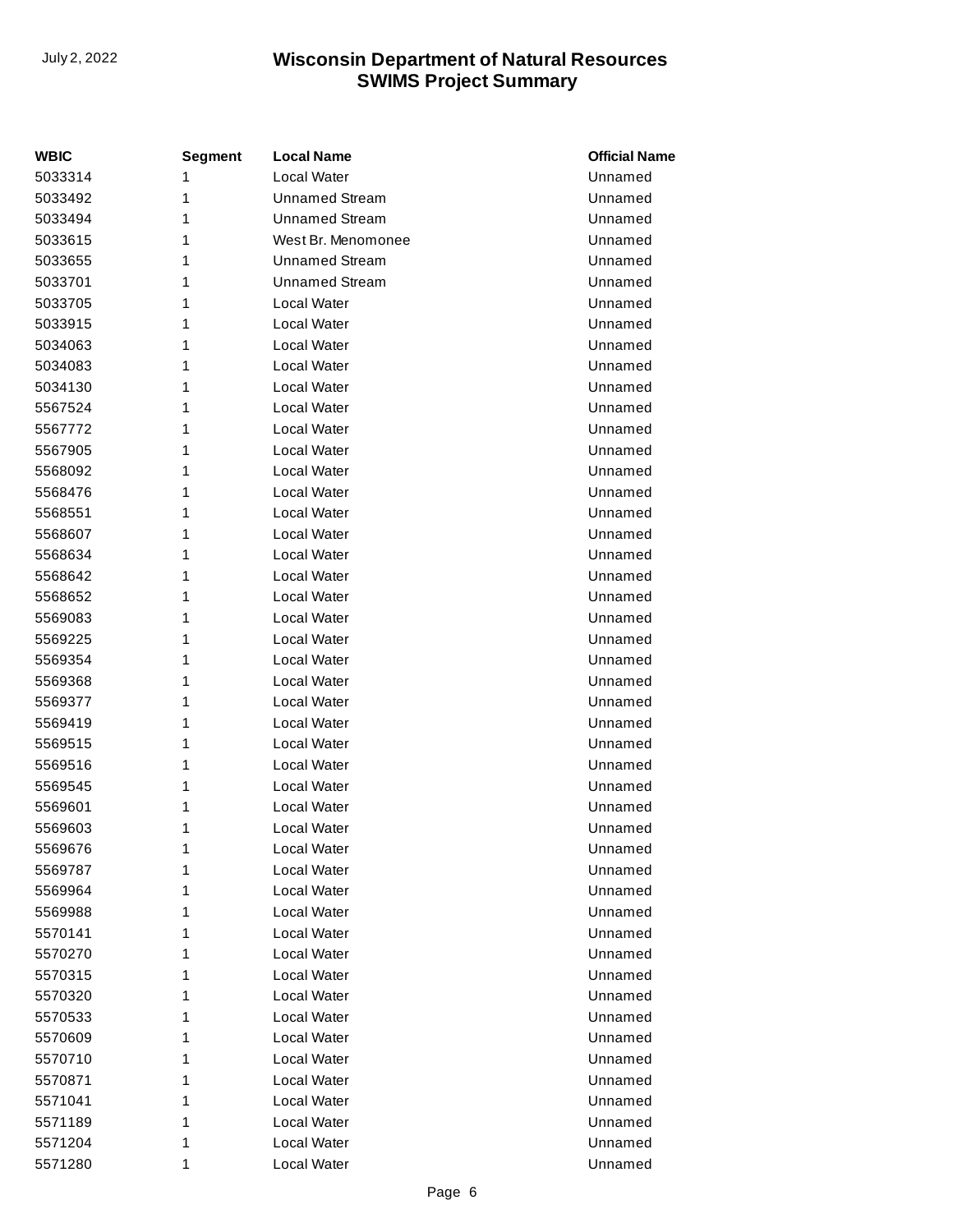| WBIC | Segment | Local Name | Official Name |
| --- | --- | --- | --- |
| 5033314 | 1 | Local Water | Unnamed |
| 5033492 | 1 | Unnamed Stream | Unnamed |
| 5033494 | 1 | Unnamed Stream | Unnamed |
| 5033615 | 1 | West Br. Menomonee | Unnamed |
| 5033655 | 1 | Unnamed Stream | Unnamed |
| 5033701 | 1 | Unnamed Stream | Unnamed |
| 5033705 | 1 | Local Water | Unnamed |
| 5033915 | 1 | Local Water | Unnamed |
| 5034063 | 1 | Local Water | Unnamed |
| 5034083 | 1 | Local Water | Unnamed |
| 5034130 | 1 | Local Water | Unnamed |
| 5567524 | 1 | Local Water | Unnamed |
| 5567772 | 1 | Local Water | Unnamed |
| 5567905 | 1 | Local Water | Unnamed |
| 5568092 | 1 | Local Water | Unnamed |
| 5568476 | 1 | Local Water | Unnamed |
| 5568551 | 1 | Local Water | Unnamed |
| 5568607 | 1 | Local Water | Unnamed |
| 5568634 | 1 | Local Water | Unnamed |
| 5568642 | 1 | Local Water | Unnamed |
| 5568652 | 1 | Local Water | Unnamed |
| 5569083 | 1 | Local Water | Unnamed |
| 5569225 | 1 | Local Water | Unnamed |
| 5569354 | 1 | Local Water | Unnamed |
| 5569368 | 1 | Local Water | Unnamed |
| 5569377 | 1 | Local Water | Unnamed |
| 5569419 | 1 | Local Water | Unnamed |
| 5569515 | 1 | Local Water | Unnamed |
| 5569516 | 1 | Local Water | Unnamed |
| 5569545 | 1 | Local Water | Unnamed |
| 5569601 | 1 | Local Water | Unnamed |
| 5569603 | 1 | Local Water | Unnamed |
| 5569676 | 1 | Local Water | Unnamed |
| 5569787 | 1 | Local Water | Unnamed |
| 5569964 | 1 | Local Water | Unnamed |
| 5569988 | 1 | Local Water | Unnamed |
| 5570141 | 1 | Local Water | Unnamed |
| 5570270 | 1 | Local Water | Unnamed |
| 5570315 | 1 | Local Water | Unnamed |
| 5570320 | 1 | Local Water | Unnamed |
| 5570533 | 1 | Local Water | Unnamed |
| 5570609 | 1 | Local Water | Unnamed |
| 5570710 | 1 | Local Water | Unnamed |
| 5570871 | 1 | Local Water | Unnamed |
| 5571041 | 1 | Local Water | Unnamed |
| 5571189 | 1 | Local Water | Unnamed |
| 5571204 | 1 | Local Water | Unnamed |
| 5571280 | 1 | Local Water | Unnamed |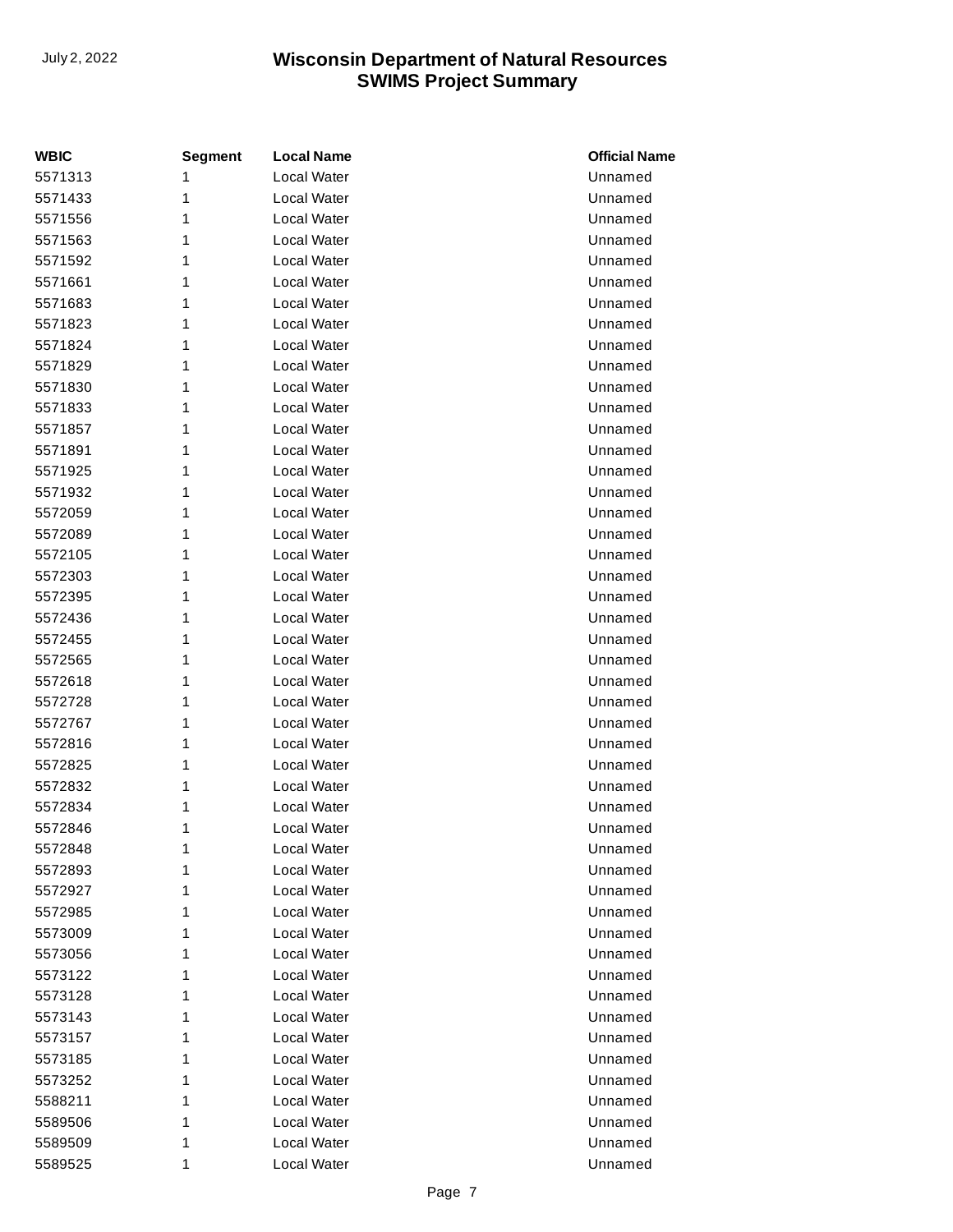| WBIC | Segment | Local Name | Official Name |
|---|---|---|---|
| 5571313 | 1 | Local Water | Unnamed |
| 5571433 | 1 | Local Water | Unnamed |
| 5571556 | 1 | Local Water | Unnamed |
| 5571563 | 1 | Local Water | Unnamed |
| 5571592 | 1 | Local Water | Unnamed |
| 5571661 | 1 | Local Water | Unnamed |
| 5571683 | 1 | Local Water | Unnamed |
| 5571823 | 1 | Local Water | Unnamed |
| 5571824 | 1 | Local Water | Unnamed |
| 5571829 | 1 | Local Water | Unnamed |
| 5571830 | 1 | Local Water | Unnamed |
| 5571833 | 1 | Local Water | Unnamed |
| 5571857 | 1 | Local Water | Unnamed |
| 5571891 | 1 | Local Water | Unnamed |
| 5571925 | 1 | Local Water | Unnamed |
| 5571932 | 1 | Local Water | Unnamed |
| 5572059 | 1 | Local Water | Unnamed |
| 5572089 | 1 | Local Water | Unnamed |
| 5572105 | 1 | Local Water | Unnamed |
| 5572303 | 1 | Local Water | Unnamed |
| 5572395 | 1 | Local Water | Unnamed |
| 5572436 | 1 | Local Water | Unnamed |
| 5572455 | 1 | Local Water | Unnamed |
| 5572565 | 1 | Local Water | Unnamed |
| 5572618 | 1 | Local Water | Unnamed |
| 5572728 | 1 | Local Water | Unnamed |
| 5572767 | 1 | Local Water | Unnamed |
| 5572816 | 1 | Local Water | Unnamed |
| 5572825 | 1 | Local Water | Unnamed |
| 5572832 | 1 | Local Water | Unnamed |
| 5572834 | 1 | Local Water | Unnamed |
| 5572846 | 1 | Local Water | Unnamed |
| 5572848 | 1 | Local Water | Unnamed |
| 5572893 | 1 | Local Water | Unnamed |
| 5572927 | 1 | Local Water | Unnamed |
| 5572985 | 1 | Local Water | Unnamed |
| 5573009 | 1 | Local Water | Unnamed |
| 5573056 | 1 | Local Water | Unnamed |
| 5573122 | 1 | Local Water | Unnamed |
| 5573128 | 1 | Local Water | Unnamed |
| 5573143 | 1 | Local Water | Unnamed |
| 5573157 | 1 | Local Water | Unnamed |
| 5573185 | 1 | Local Water | Unnamed |
| 5573252 | 1 | Local Water | Unnamed |
| 5588211 | 1 | Local Water | Unnamed |
| 5589506 | 1 | Local Water | Unnamed |
| 5589509 | 1 | Local Water | Unnamed |
| 5589525 | 1 | Local Water | Unnamed |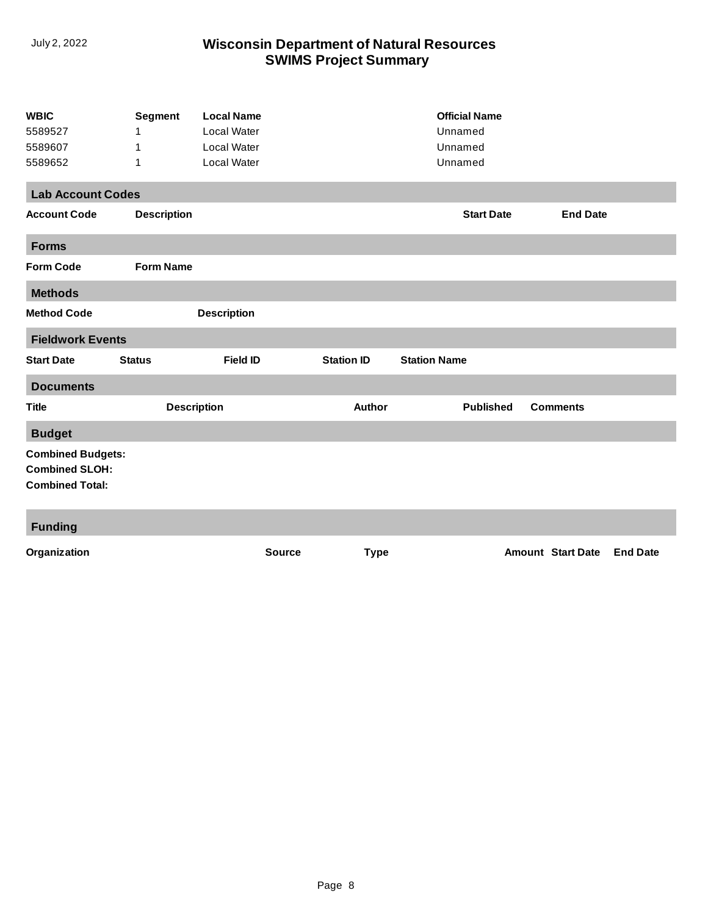| WBIC | Segment | Local Name | Official Name |
|---|---|---|---|
| 5589527 | 1 | Local Water | Unnamed |
| 5589607 | 1 | Local Water | Unnamed |
| 5589652 | 1 | Local Water | Unnamed |

## Lab Account Codes

| Account Code | Description | Start Date | End Date |
|---|---|---|---|

## Forms

| Form Code | Form Name |
|---|---|

## Methods

| Method Code | Description |
|---|---|

## Fieldwork Events

| Start Date | Status | Field ID | Station ID | Station Name |
|---|---|---|---|---|

## Documents

| Title | Description | Author | Published | Comments |
|---|---|---|---|---|

## Budget

**Combined Budgets:**

**Combined SLOH:**

**Combined Total:**

## Funding

| Organization | Source | Type | Amount | Start Date | End Date |
|---|---|---|---|---|---|